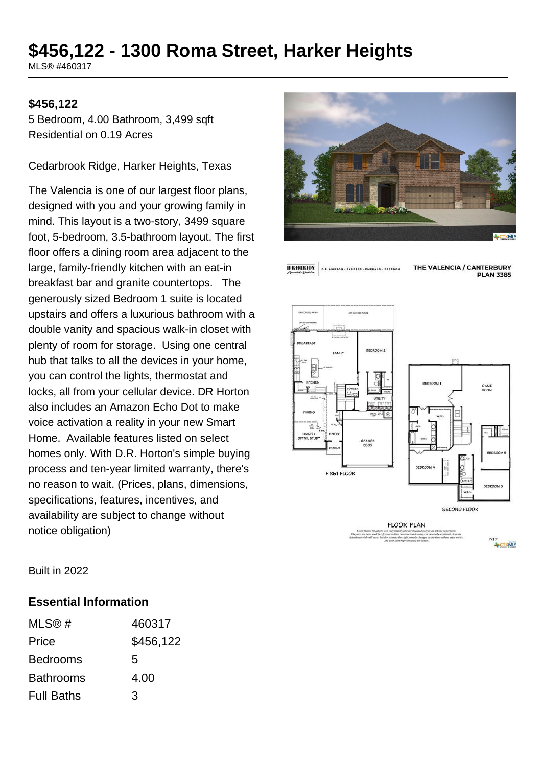# $456,122 - 1300 Roma Street, Harker Heights

MLS® #460317

**$456,122**

5 Bedroom, 4.00 Bathroom, 3,499 sqft
Residential on 0.19 Acres

Cedarbrook Ridge, Harker Heights, Texas

The Valencia is one of our largest floor plans, designed with you and your growing family in mind. This layout is a two-story, 3499 square foot, 5-bedroom, 3.5-bathroom layout. The first floor offers a dining room area adjacent to the large, family-friendly kitchen with an eat-in breakfast bar and granite countertops. The generously sized Bedroom 1 suite is located upstairs and offers a luxurious bathroom with a double vanity and spacious walk-in closet with plenty of room for storage. Using one central hub that talks to all the devices in your home, you can control the lights, thermostat and locks, all from your cellular device. DR Horton also includes an Amazon Echo Dot to make voice activation a reality in your new Smart Home. Available features listed on select homes only. With D.R. Horton's simple buying process and ten-year limited warranty, there's no reason to wait. (Prices, plans, dimensions, specifications, features, incentives, and availability are subject to change without notice obligation)

Built in 2022

## Essential Information

| | |
|---|---|
| MLS® # | 460317 |
| Price | $456,122 |
| Bedrooms | 5 |
| Bathrooms | 4.00 |
| Full Baths | 3 |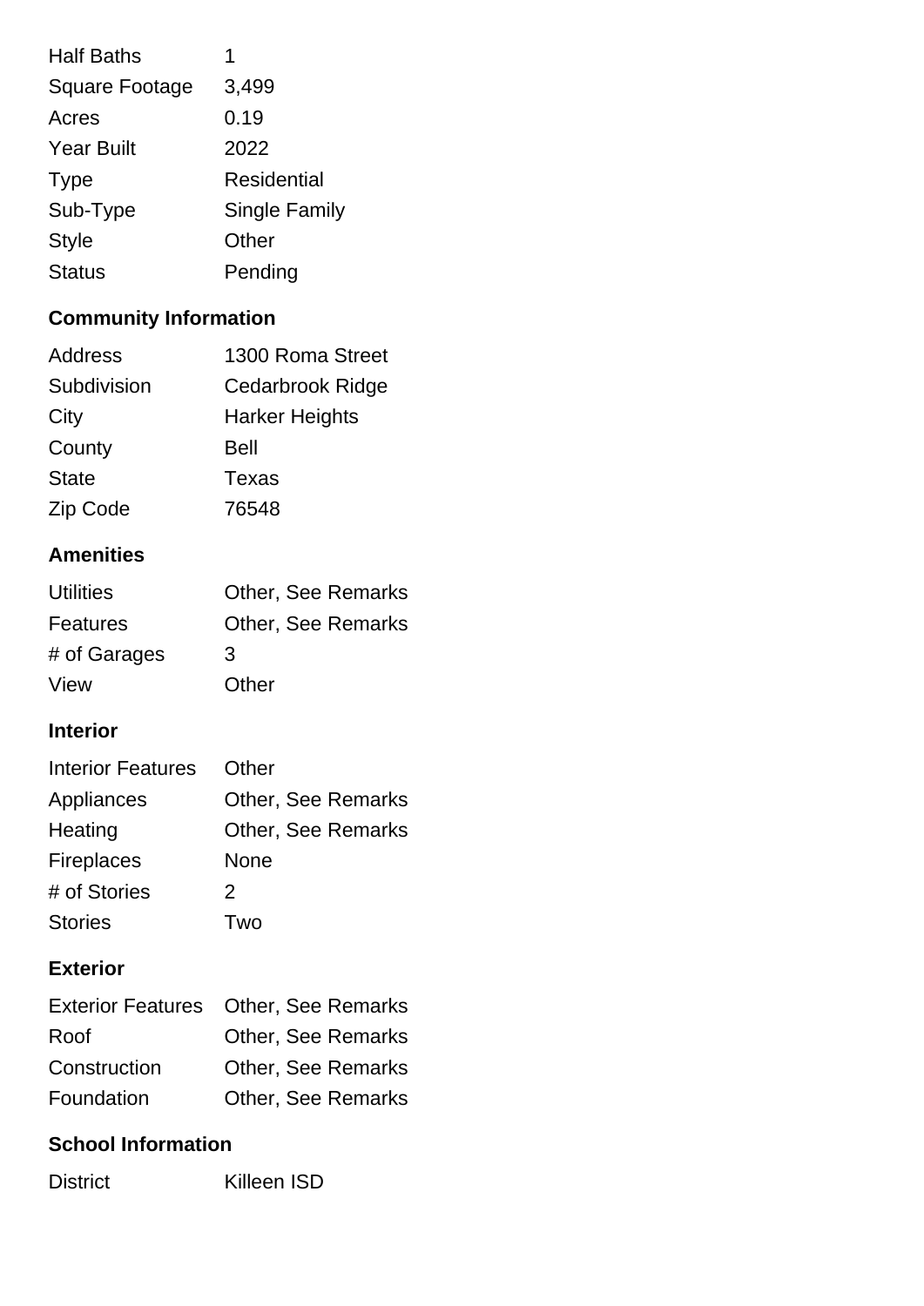| | |
|---|---|
| Half Baths | 1 |
| Square Footage | 3,499 |
| Acres | 0.19 |
| Year Built | 2022 |
| Type | Residential |
| Sub-Type | Single Family |
| Style | Other |
| Status | Pending |

## Community Information

| | |
|---|---|
| Address | 1300 Roma Street |
| Subdivision | Cedarbrook Ridge |
| City | Harker Heights |
| County | Bell |
| State | Texas |
| Zip Code | 76548 |

## Amenities

| | |
|---|---|
| Utilities | Other, See Remarks |
| Features | Other, See Remarks |
| # of Garages | 3 |
| View | Other |

## Interior

| | |
|---|---|
| Interior Features | Other |
| Appliances | Other, See Remarks |
| Heating | Other, See Remarks |
| Fireplaces | None |
| # of Stories | 2 |
| Stories | Two |

## Exterior

| | |
|---|---|
| Exterior Features | Other, See Remarks |
| Roof | Other, See Remarks |
| Construction | Other, See Remarks |
| Foundation | Other, See Remarks |

## School Information

| | |
|---|---|
| District | Killeen ISD |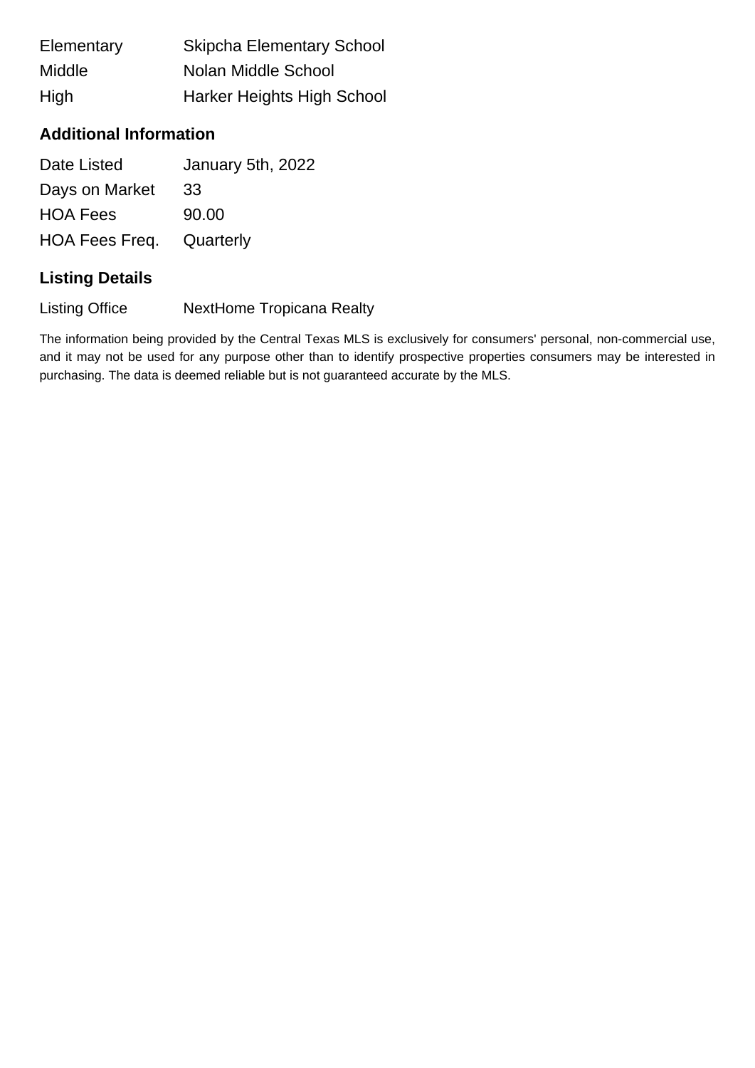| | |
|---|---|
| Elementary | Skipcha Elementary School |
| Middle | Nolan Middle School |
| High | Harker Heights High School |

## Additional Information

| | |
|---|---|
| Date Listed | January 5th, 2022 |
| Days on Market | 33 |
| HOA Fees | 90.00 |
| HOA Fees Freq. | Quarterly |

## Listing Details

| | |
|---|---|
| Listing Office | NextHome Tropicana Realty |

The information being provided by the Central Texas MLS is exclusively for consumers' personal, non-commercial use, and it may not be used for any purpose other than to identify prospective properties consumers may be interested in purchasing. The data is deemed reliable but is not guaranteed accurate by the MLS.